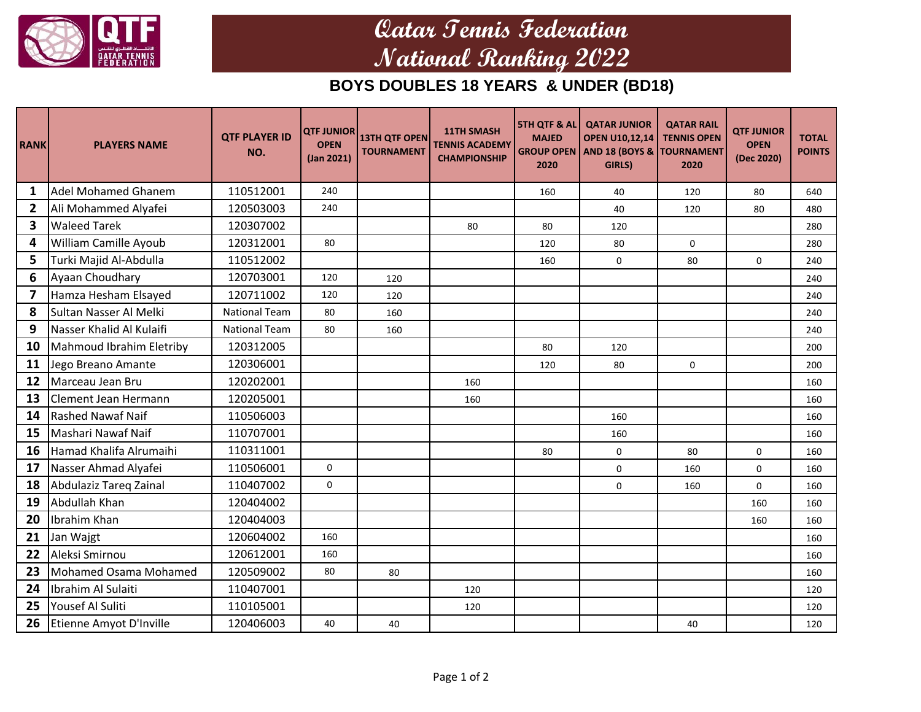# Qatar Tennis Federation
# National Ranking 2022

## BOYS DOUBLES 18 YEARS & UNDER (BD18)

| RANK | PLAYERS NAME | QTF PLAYER ID NO. | QTF JUNIOR OPEN (Jan 2021) | 13TH QTF OPEN TOURNAMENT | 11TH SMASH TENNIS ACADEMY CHAMPIONSHIP | 5TH QTF & AL MAJED GROUP OPEN 2020 | QATAR JUNIOR OPEN U10,12,14 AND 18 (BOYS & GIRLS) | QATAR RAIL TENNIS OPEN TOURNAMENT 2020 | QTF JUNIOR OPEN (Dec 2020) | TOTAL POINTS |
|---|---|---|---|---|---|---|---|---|---|---|
| 1 | Adel Mohamed Ghanem | 110512001 | 240 | | | 160 | 40 | 120 | 80 | 640 |
| 2 | Ali Mohammed Alyafei | 120503003 | 240 | | | | 40 | 120 | 80 | 480 |
| 3 | Waleed Tarek | 120307002 | | | 80 | 80 | 120 | | | 280 |
| 4 | William Camille Ayoub | 120312001 | 80 | | | 120 | 80 | 0 | | 280 |
| 5 | Turki Majid Al-Abdulla | 110512002 | | | | 160 | 0 | 80 | 0 | 240 |
| 6 | Ayaan Choudhary | 120703001 | 120 | 120 | | | | | | 240 |
| 7 | Hamza Hesham Elsayed | 120711002 | 120 | 120 | | | | | | 240 |
| 8 | Sultan Nasser Al Melki | National Team | 80 | 160 | | | | | | 240 |
| 9 | Nasser Khalid Al Kulaifi | National Team | 80 | 160 | | | | | | 240 |
| 10 | Mahmoud Ibrahim Eletriby | 120312005 | | | | 80 | 120 | | | 200 |
| 11 | Jego Breano Amante | 120306001 | | | | 120 | 80 | 0 | | 200 |
| 12 | Marceau Jean Bru | 120202001 | | | 160 | | | | | 160 |
| 13 | Clement Jean Hermann | 120205001 | | | 160 | | | | | 160 |
| 14 | Rashed Nawaf Naif | 110506003 | | | | | 160 | | | 160 |
| 15 | Mashari Nawaf Naif | 110707001 | | | | | 160 | | | 160 |
| 16 | Hamad Khalifa Alrumaihi | 110311001 | | | | 80 | 0 | 80 | 0 | 160 |
| 17 | Nasser Ahmad Alyafei | 110506001 | 0 | | | | 0 | 160 | 0 | 160 |
| 18 | Abdulaziz Tareq Zainal | 110407002 | 0 | | | | 0 | 160 | 0 | 160 |
| 19 | Abdullah Khan | 120404002 | | | | | | | 160 | 160 |
| 20 | Ibrahim Khan | 120404003 | | | | | | | 160 | 160 |
| 21 | Jan Wajgt | 120604002 | 160 | | | | | | | 160 |
| 22 | Aleksi Smirnou | 120612001 | 160 | | | | | | | 160 |
| 23 | Mohamed Osama Mohamed | 120509002 | 80 | 80 | | | | | | 160 |
| 24 | Ibrahim Al Sulaiti | 110407001 | | | 120 | | | | | 120 |
| 25 | Yousef Al Suliti | 110105001 | | | 120 | | | | | 120 |
| 26 | Etienne Amyot D'Inville | 120406003 | 40 | 40 | | | | 40 | | 120 |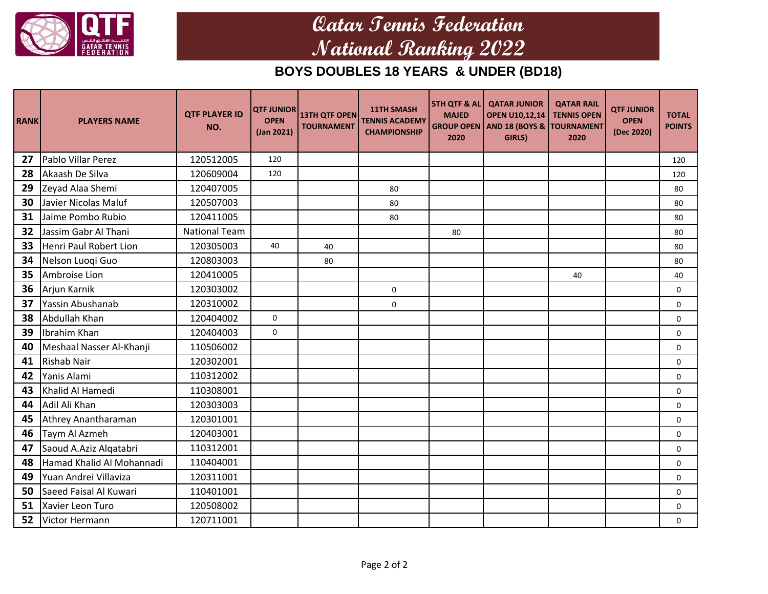# Qatar Tennis Federation
# National Ranking 2022

## BOYS DOUBLES 18 YEARS & UNDER (BD18)

| RANK | PLAYERS NAME | QTF PLAYER ID NO. | QTF JUNIOR OPEN (Jan 2021) | 13TH QTF OPEN TOURNAMENT | 11TH SMASH TENNIS ACADEMY CHAMPIONSHIP | 5TH QTF & AL MAJED GROUP OPEN 2020 | QATAR JUNIOR OPEN U10,12,14 AND 18 (BOYS & GIRLS) | QATAR RAIL TENNIS OPEN TOURNAMENT 2020 | QTF JUNIOR OPEN (Dec 2020) | TOTAL POINTS |
|---|---|---|---|---|---|---|---|---|---|---|
| 27 | Pablo Villar Perez | 120512005 | 120 | | | | | | | 120 |
| 28 | Akaash De Silva | 120609004 | 120 | | | | | | | 120 |
| 29 | Zeyad Alaa Shemi | 120407005 | | | 80 | | | | | 80 |
| 30 | Javier Nicolas Maluf | 120507003 | | | 80 | | | | | 80 |
| 31 | Jaime Pombo Rubio | 120411005 | | | 80 | | | | | 80 |
| 32 | Jassim Gabr Al Thani | National Team | | | | 80 | | | | 80 |
| 33 | Henri Paul Robert Lion | 120305003 | 40 | 40 | | | | | | 80 |
| 34 | Nelson Luoqi Guo | 120803003 | | 80 | | | | | | 80 |
| 35 | Ambroise Lion | 120410005 | | | | | | 40 | | 40 |
| 36 | Arjun Karnik | 120303002 | | | 0 | | | | | 0 |
| 37 | Yassin Abushanab | 120310002 | | | 0 | | | | | 0 |
| 38 | Abdullah Khan | 120404002 | 0 | | | | | | | 0 |
| 39 | Ibrahim Khan | 120404003 | 0 | | | | | | | 0 |
| 40 | Meshaal Nasser Al-Khanji | 110506002 | | | | | | | | 0 |
| 41 | Rishab Nair | 120302001 | | | | | | | | 0 |
| 42 | Yanis Alami | 110312002 | | | | | | | | 0 |
| 43 | Khalid Al Hamedi | 110308001 | | | | | | | | 0 |
| 44 | Adil Ali Khan | 120303003 | | | | | | | | 0 |
| 45 | Athrey Anantharaman | 120301001 | | | | | | | | 0 |
| 46 | Taym Al Azmeh | 120403001 | | | | | | | | 0 |
| 47 | Saoud A.Aziz Alqatabri | 110312001 | | | | | | | | 0 |
| 48 | Hamad Khalid Al Mohannadi | 110404001 | | | | | | | | 0 |
| 49 | Yuan Andrei Villaviza | 120311001 | | | | | | | | 0 |
| 50 | Saeed Faisal Al Kuwari | 110401001 | | | | | | | | 0 |
| 51 | Xavier Leon Turo | 120508002 | | | | | | | | 0 |
| 52 | Victor Hermann | 120711001 | | | | | | | | 0 |